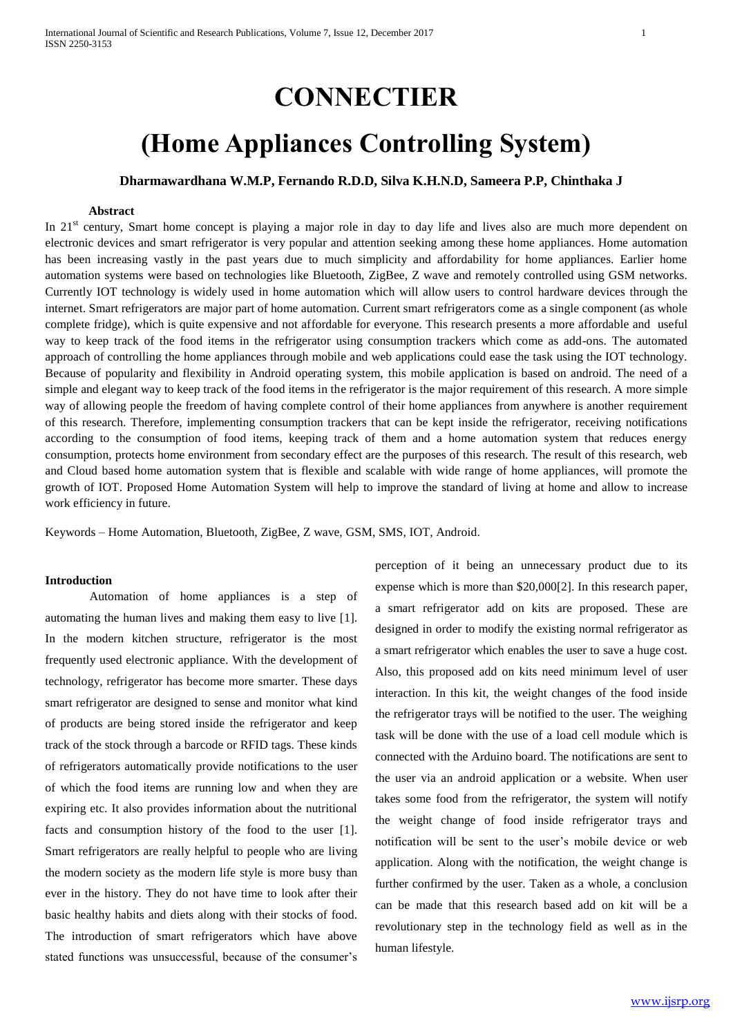# CONNECTIER

# (Home Appliances Controlling System)

**Dharmawardhana W.M.P, Fernando R.D.D, Silva K.H.N.D, Sameera P.P, Chinthaka J**

### Abstract

In 21st century, Smart home concept is playing a major role in day to day life and lives also are much more dependent on electronic devices and smart refrigerator is very popular and attention seeking among these home appliances. Home automation has been increasing vastly in the past years due to much simplicity and affordability for home appliances. Earlier home automation systems were based on technologies like Bluetooth, ZigBee, Z wave and remotely controlled using GSM networks. Currently IOT technology is widely used in home automation which will allow users to control hardware devices through the internet. Smart refrigerators are major part of home automation. Current smart refrigerators come as a single component (as whole complete fridge), which is quite expensive and not affordable for everyone. This research presents a more affordable and useful way to keep track of the food items in the refrigerator using consumption trackers which come as add-ons. The automated approach of controlling the home appliances through mobile and web applications could ease the task using the IOT technology. Because of popularity and flexibility in Android operating system, this mobile application is based on android. The need of a simple and elegant way to keep track of the food items in the refrigerator is the major requirement of this research. A more simple way of allowing people the freedom of having complete control of their home appliances from anywhere is another requirement of this research. Therefore, implementing consumption trackers that can be kept inside the refrigerator, receiving notifications according to the consumption of food items, keeping track of them and a home automation system that reduces energy consumption, protects home environment from secondary effect are the purposes of this research. The result of this research, web and Cloud based home automation system that is flexible and scalable with wide range of home appliances, will promote the growth of IOT. Proposed Home Automation System will help to improve the standard of living at home and allow to increase work efficiency in future.

Keywords – Home Automation, Bluetooth, ZigBee, Z wave, GSM, SMS, IOT, Android.

### Introduction

Automation of home appliances is a step of automating the human lives and making them easy to live [1]. In the modern kitchen structure, refrigerator is the most frequently used electronic appliance. With the development of technology, refrigerator has become more smarter. These days smart refrigerator are designed to sense and monitor what kind of products are being stored inside the refrigerator and keep track of the stock through a barcode or RFID tags. These kinds of refrigerators automatically provide notifications to the user of which the food items are running low and when they are expiring etc. It also provides information about the nutritional facts and consumption history of the food to the user [1]. Smart refrigerators are really helpful to people who are living the modern society as the modern life style is more busy than ever in the history. They do not have time to look after their basic healthy habits and diets along with their stocks of food. The introduction of smart refrigerators which have above stated functions was unsuccessful, because of the consumer's perception of it being an unnecessary product due to its expense which is more than $20,000[2]. In this research paper, a smart refrigerator add on kits are proposed. These are designed in order to modify the existing normal refrigerator as a smart refrigerator which enables the user to save a huge cost. Also, this proposed add on kits need minimum level of user interaction. In this kit, the weight changes of the food inside the refrigerator trays will be notified to the user. The weighing task will be done with the use of a load cell module which is connected with the Arduino board. The notifications are sent to the user via an android application or a website. When user takes some food from the refrigerator, the system will notify the weight change of food inside refrigerator trays and notification will be sent to the user's mobile device or web application. Along with the notification, the weight change is further confirmed by the user. Taken as a whole, a conclusion can be made that this research based add on kit will be a revolutionary step in the technology field as well as in the human lifestyle.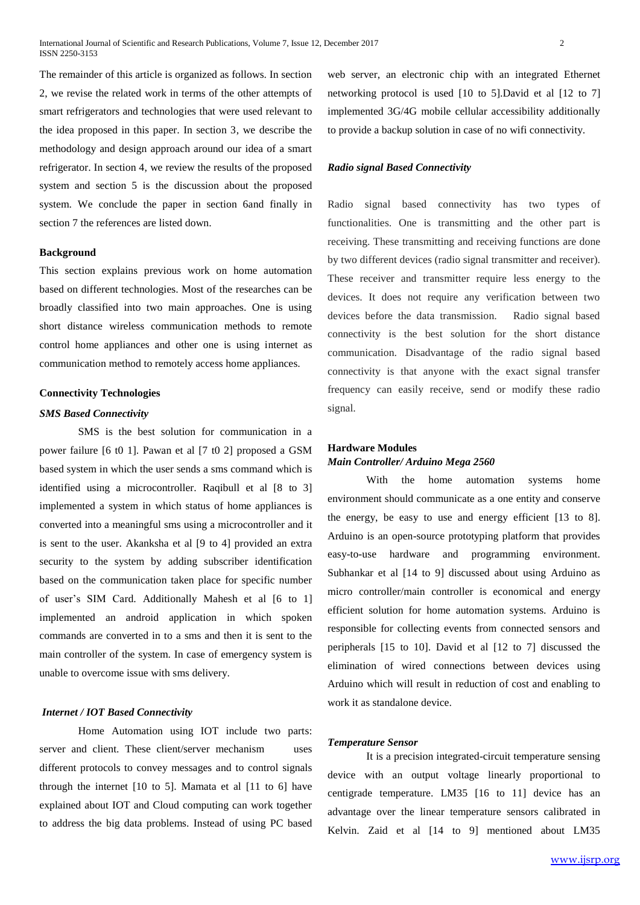The remainder of this article is organized as follows. In section 2, we revise the related work in terms of the other attempts of smart refrigerators and technologies that were used relevant to the idea proposed in this paper. In section 3, we describe the methodology and design approach around our idea of a smart refrigerator. In section 4, we review the results of the proposed system and section 5 is the discussion about the proposed system. We conclude the paper in section 6and finally in section 7 the references are listed down.

## Background

This section explains previous work on home automation based on different technologies. Most of the researches can be broadly classified into two main approaches. One is using short distance wireless communication methods to remote control home appliances and other one is using internet as communication method to remotely access home appliances.

## Connectivity Technologies

### *SMS Based Connectivity*

SMS is the best solution for communication in a power failure [6 t0 1]. Pawan et al [7 t0 2] proposed a GSM based system in which the user sends a sms command which is identified using a microcontroller. Raqibull et al [8 to 3] implemented a system in which status of home appliances is converted into a meaningful sms using a microcontroller and it is sent to the user. Akanksha et al [9 to 4] provided an extra security to the system by adding subscriber identification based on the communication taken place for specific number of user's SIM Card. Additionally Mahesh et al [6 to 1] implemented an android application in which spoken commands are converted in to a sms and then it is sent to the main controller of the system. In case of emergency system is unable to overcome issue with sms delivery.

### *Internet / IOT Based Connectivity*

Home Automation using IOT include two parts: server and client. These client/server mechanism uses different protocols to convey messages and to control signals through the internet [10 to 5]. Mamata et al [11 to 6] have explained about IOT and Cloud computing can work together to address the big data problems. Instead of using PC based web server, an electronic chip with an integrated Ethernet networking protocol is used [10 to 5].David et al [12 to 7] implemented 3G/4G mobile cellular accessibility additionally to provide a backup solution in case of no wifi connectivity.

### *Radio signal Based Connectivity*

Radio signal based connectivity has two types of functionalities. One is transmitting and the other part is receiving. These transmitting and receiving functions are done by two different devices (radio signal transmitter and receiver). These receiver and transmitter require less energy to the devices. It does not require any verification between two devices before the data transmission. Radio signal based connectivity is the best solution for the short distance communication. Disadvantage of the radio signal based connectivity is that anyone with the exact signal transfer frequency can easily receive, send or modify these radio signal.

## Hardware Modules

### *Main Controller/ Arduino Mega 2560*

With the home automation systems home environment should communicate as a one entity and conserve the energy, be easy to use and energy efficient [13 to 8]. Arduino is an open-source prototyping platform that provides easy-to-use hardware and programming environment. Subhankar et al [14 to 9] discussed about using Arduino as micro controller/main controller is economical and energy efficient solution for home automation systems. Arduino is responsible for collecting events from connected sensors and peripherals [15 to 10]. David et al [12 to 7] discussed the elimination of wired connections between devices using Arduino which will result in reduction of cost and enabling to work it as standalone device.

### *Temperature Sensor*

It is a precision integrated-circuit temperature sensing device with an output voltage linearly proportional to centigrade temperature. LM35 [16 to 11] device has an advantage over the linear temperature sensors calibrated in Kelvin. Zaid et al [14 to 9] mentioned about LM35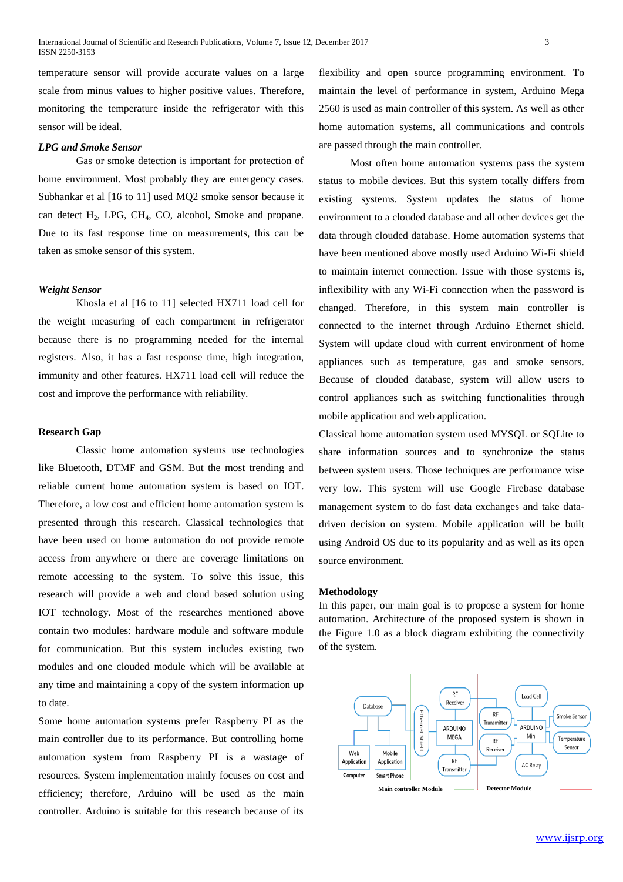temperature sensor will provide accurate values on a large scale from minus values to higher positive values. Therefore, monitoring the temperature inside the refrigerator with this sensor will be ideal.

***LPG and Smoke Sensor***

Gas or smoke detection is important for protection of home environment. Most probably they are emergency cases. Subhankar et al [16 to 11] used MQ2 smoke sensor because it can detect $H_2$, LPG, $CH_4$, CO, alcohol, Smoke and propane. Due to its fast response time on measurements, this can be taken as smoke sensor of this system.

***Weight Sensor***

Khosla et al [16 to 11] selected HX711 load cell for the weight measuring of each compartment in refrigerator because there is no programming needed for the internal registers. Also, it has a fast response time, high integration, immunity and other features. HX711 load cell will reduce the cost and improve the performance with reliability.

**Research Gap**

Classic home automation systems use technologies like Bluetooth, DTMF and GSM. But the most trending and reliable current home automation system is based on IOT. Therefore, a low cost and efficient home automation system is presented through this research. Classical technologies that have been used on home automation do not provide remote access from anywhere or there are coverage limitations on remote accessing to the system. To solve this issue, this research will provide a web and cloud based solution using IOT technology. Most of the researches mentioned above contain two modules: hardware module and software module for communication. But this system includes existing two modules and one clouded module which will be available at any time and maintaining a copy of the system information up to date.

Some home automation systems prefer Raspberry PI as the main controller due to its performance. But controlling home automation system from Raspberry PI is a wastage of resources. System implementation mainly focuses on cost and efficiency; therefore, Arduino will be used as the main controller. Arduino is suitable for this research because of its flexibility and open source programming environment. To maintain the level of performance in system, Arduino Mega 2560 is used as main controller of this system. As well as other home automation systems, all communications and controls are passed through the main controller.

Most often home automation systems pass the system status to mobile devices. But this system totally differs from existing systems. System updates the status of home environment to a clouded database and all other devices get the data through clouded database. Home automation systems that have been mentioned above mostly used Arduino Wi-Fi shield to maintain internet connection. Issue with those systems is, inflexibility with any Wi-Fi connection when the password is changed. Therefore, in this system main controller is connected to the internet through Arduino Ethernet shield. System will update cloud with current environment of home appliances such as temperature, gas and smoke sensors. Because of clouded database, system will allow users to control appliances such as switching functionalities through mobile application and web application.

Classical home automation system used MYSQL or SQLite to share information sources and to synchronize the status between system users. Those techniques are performance wise very low. This system will use Google Firebase database management system to do fast data exchanges and take data-driven decision on system. Mobile application will be built using Android OS due to its popularity and as well as its open source environment.

**Methodology**

In this paper, our main goal is to propose a system for home automation. Architecture of the proposed system is shown in the Figure 1.0 as a block diagram exhibiting the connectivity of the system.

Database | Web Application | Mobile Application | Computer | Smart Phone | Ethernet Shield | RF Receiver | ARDUINO MEGA | RF Transmitter | RF Transmitter | RF Receiver | ARDUINO Mini | Load Cell | Smoke Sensor | Temperature Sensor | AC Relay

Main controller Module | Detector Module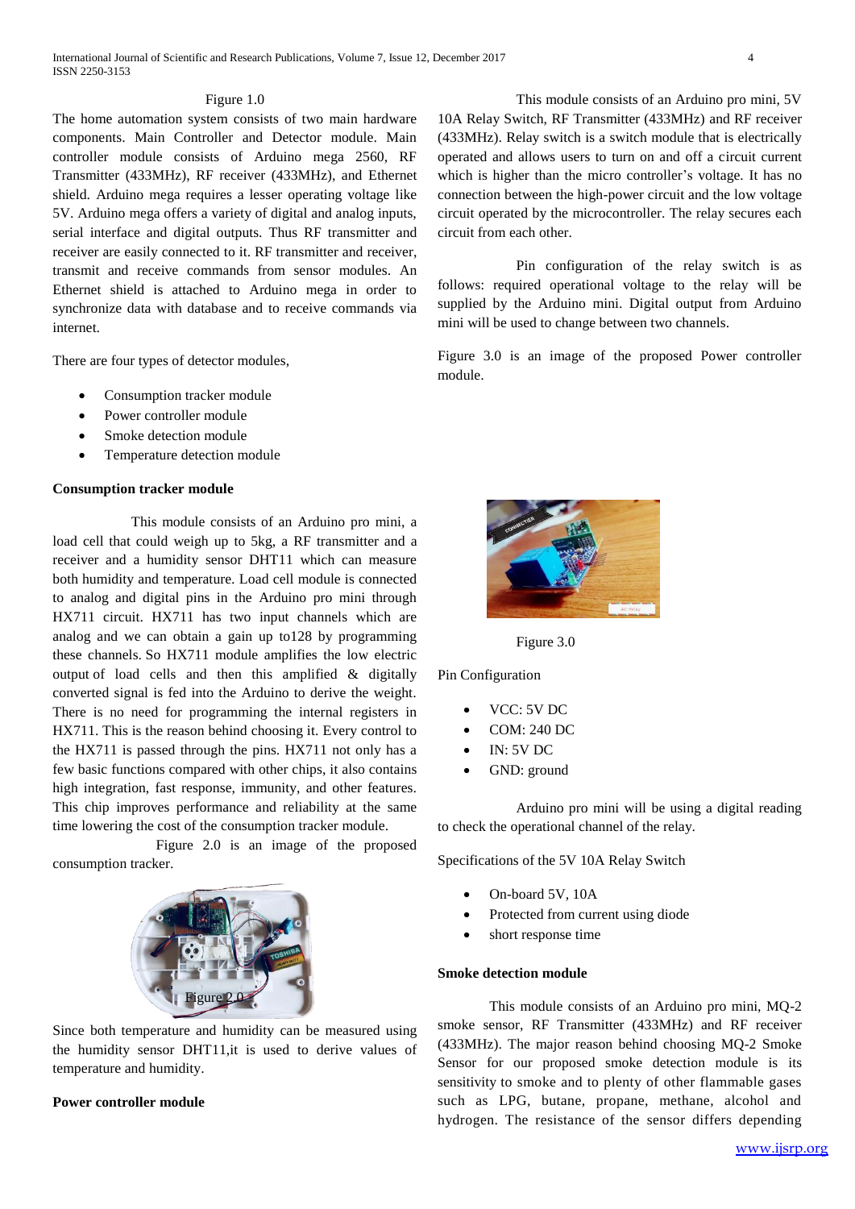Figure 1.0

The home automation system consists of two main hardware components. Main Controller and Detector module. Main controller module consists of Arduino mega 2560, RF Transmitter (433MHz), RF receiver (433MHz), and Ethernet shield. Arduino mega requires a lesser operating voltage like 5V. Arduino mega offers a variety of digital and analog inputs, serial interface and digital outputs. Thus RF transmitter and receiver are easily connected to it. RF transmitter and receiver, transmit and receive commands from sensor modules. An Ethernet shield is attached to Arduino mega in order to synchronize data with database and to receive commands via internet.

There are four types of detector modules,

- Consumption tracker module
- Power controller module
- Smoke detection module
- Temperature detection module

**Consumption tracker module**

This module consists of an Arduino pro mini, a load cell that could weigh up to 5kg, a RF transmitter and a receiver and a humidity sensor DHT11 which can measure both humidity and temperature. Load cell module is connected to analog and digital pins in the Arduino pro mini through HX711 circuit. HX711 has two input channels which are analog and we can obtain a gain up to128 by programming these channels. So HX711 module amplifies the low electric output of load cells and then this amplified & digitally converted signal is fed into the Arduino to derive the weight. There is no need for programming the internal registers in HX711. This is the reason behind choosing it. Every control to the HX711 is passed through the pins. HX711 not only has a few basic functions compared with other chips, it also contains high integration, fast response, immunity, and other features. This chip improves performance and reliability at the same time lowering the cost of the consumption tracker module.

Figure 2.0 is an image of the proposed consumption tracker.

Figure 2.0

Since both temperature and humidity can be measured using the humidity sensor DHT11,it is used to derive values of temperature and humidity.

**Power controller module**

This module consists of an Arduino pro mini, 5V 10A Relay Switch, RF Transmitter (433MHz) and RF receiver (433MHz). Relay switch is a switch module that is electrically operated and allows users to turn on and off a circuit current which is higher than the micro controller's voltage. It has no connection between the high-power circuit and the low voltage circuit operated by the microcontroller. The relay secures each circuit from each other.

Pin configuration of the relay switch is as follows: required operational voltage to the relay will be supplied by the Arduino mini. Digital output from Arduino mini will be used to change between two channels.

Figure 3.0 is an image of the proposed Power controller module.

Figure 3.0

Pin Configuration

- VCC: 5V DC
- COM: 240 DC
- IN: 5V DC
- GND: ground

Arduino pro mini will be using a digital reading to check the operational channel of the relay.

Specifications of the 5V 10A Relay Switch

- On-board 5V, 10A
- Protected from current using diode
- short response time

**Smoke detection module**

This module consists of an Arduino pro mini, MQ-2 smoke sensor, RF Transmitter (433MHz) and RF receiver (433MHz). The major reason behind choosing MQ-2 Smoke Sensor for our proposed smoke detection module is its sensitivity to smoke and to plenty of other flammable gases such as LPG, butane, propane, methane, alcohol and hydrogen. The resistance of the sensor differs depending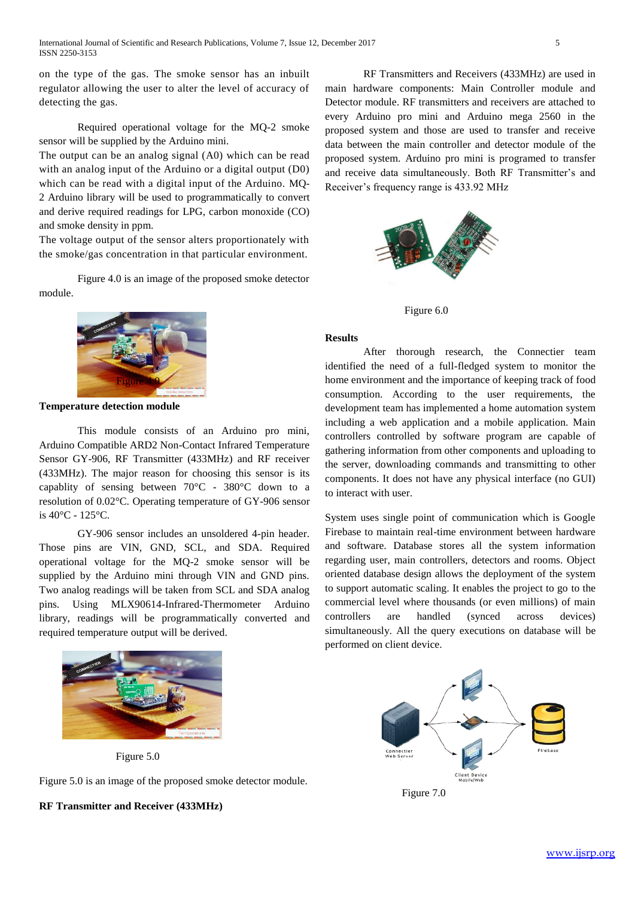on the type of the gas. The smoke sensor has an inbuilt regulator allowing the user to alter the level of accuracy of detecting the gas.

Required operational voltage for the MQ-2 smoke sensor will be supplied by the Arduino mini.
The output can be an analog signal (A0) which can be read with an analog input of the Arduino or a digital output (D0) which can be read with a digital input of the Arduino. MQ-2 Arduino library will be used to programmatically to convert and derive required readings for LPG, carbon monoxide (CO) and smoke density in ppm.
The voltage output of the sensor alters proportionately with the smoke/gas concentration in that particular environment.

Figure 4.0 is an image of the proposed smoke detector module.

Figure 4.0

**Temperature detection module**

This module consists of an Arduino pro mini, Arduino Compatible ARD2 Non-Contact Infrared Temperature Sensor GY-906, RF Transmitter (433MHz) and RF receiver (433MHz). The major reason for choosing this sensor is its capablity of sensing between 70°C - 380°C down to a resolution of 0.02°C. Operating temperature of GY-906 sensor is 40°C - 125°C.

GY-906 sensor includes an unsoldered 4-pin header. Those pins are VIN, GND, SCL, and SDA. Required operational voltage for the MQ-2 smoke sensor will be supplied by the Arduino mini through VIN and GND pins. Two analog readings will be taken from SCL and SDA analog pins. Using MLX90614-Infrared-Thermometer Arduino library, readings will be programmatically converted and required temperature output will be derived.

Figure 5.0

Figure 5.0 is an image of the proposed smoke detector module.

**RF Transmitter and Receiver (433MHz)**

RF Transmitters and Receivers (433MHz) are used in main hardware components: Main Controller module and Detector module. RF transmitters and receivers are attached to every Arduino pro mini and Arduino mega 2560 in the proposed system and those are used to transfer and receive data between the main controller and detector module of the proposed system. Arduino pro mini is programed to transfer and receive data simultaneously. Both RF Transmitter's and Receiver's frequency range is 433.92 MHz

Figure 6.0

**Results**

After thorough research, the Connectier team identified the need of a full-fledged system to monitor the home environment and the importance of keeping track of food consumption. According to the user requirements, the development team has implemented a home automation system including a web application and a mobile application. Main controllers controlled by software program are capable of gathering information from other components and uploading to the server, downloading commands and transmitting to other components. It does not have any physical interface (no GUI) to interact with user.

System uses single point of communication which is Google Firebase to maintain real-time environment between hardware and software. Database stores all the system information regarding user, main controllers, detectors and rooms. Object oriented database design allows the deployment of the system to support automatic scaling. It enables the project to go to the commercial level where thousands (or even millions) of main controllers are handled (synced across devices) simultaneously. All the query executions on database will be performed on client device.

Figure 7.0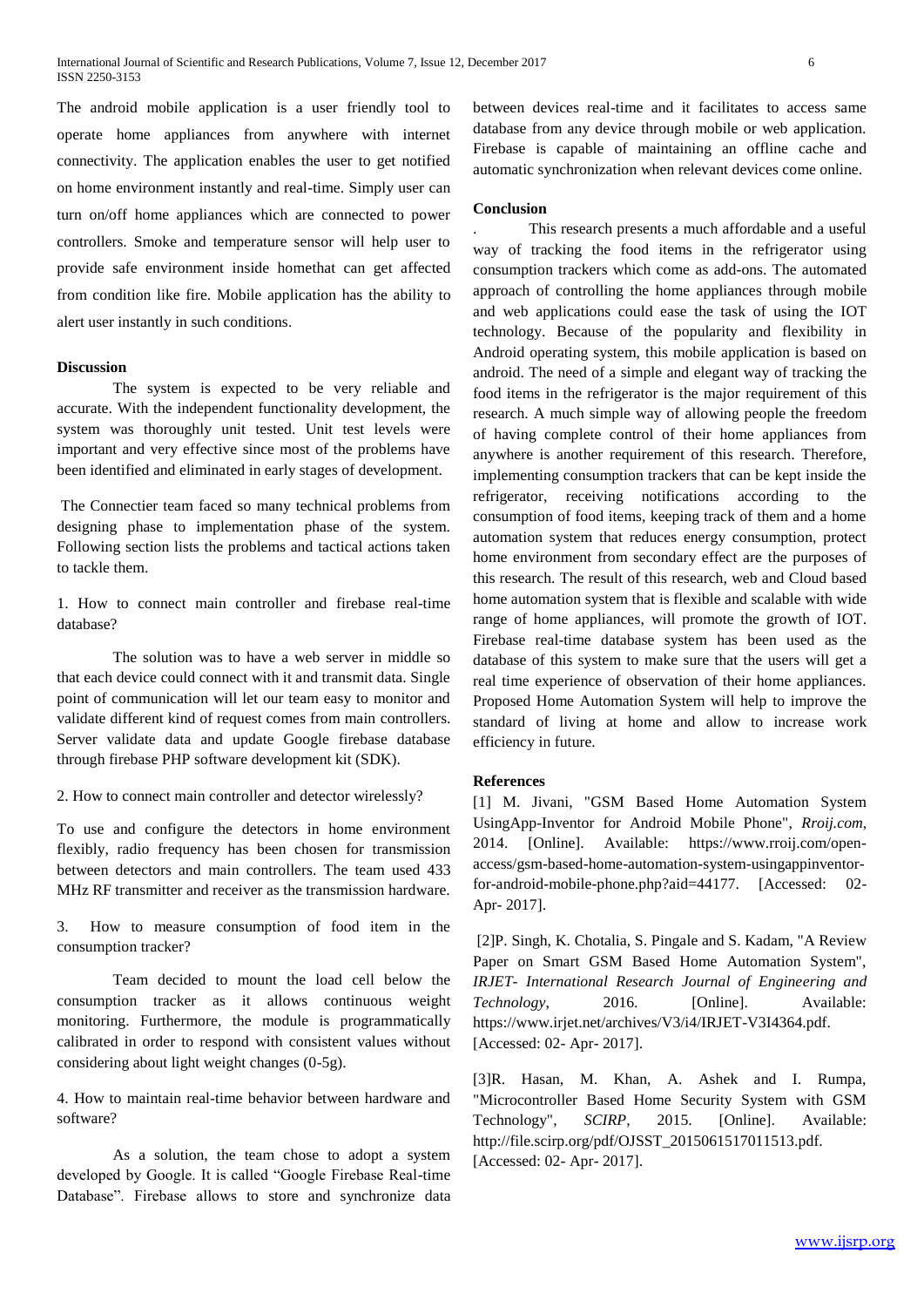The android mobile application is a user friendly tool to operate home appliances from anywhere with internet connectivity. The application enables the user to get notified on home environment instantly and real-time. Simply user can turn on/off home appliances which are connected to power controllers. Smoke and temperature sensor will help user to provide safe environment inside homethat can get affected from condition like fire. Mobile application has the ability to alert user instantly in such conditions.

## Discussion

The system is expected to be very reliable and accurate. With the independent functionality development, the system was thoroughly unit tested. Unit test levels were important and very effective since most of the problems have been identified and eliminated in early stages of development.

The Connectier team faced so many technical problems from designing phase to implementation phase of the system. Following section lists the problems and tactical actions taken to tackle them.

1. How to connect main controller and firebase real-time database?

The solution was to have a web server in middle so that each device could connect with it and transmit data. Single point of communication will let our team easy to monitor and validate different kind of request comes from main controllers. Server validate data and update Google firebase database through firebase PHP software development kit (SDK).

2. How to connect main controller and detector wirelessly?

To use and configure the detectors in home environment flexibly, radio frequency has been chosen for transmission between detectors and main controllers. The team used 433 MHz RF transmitter and receiver as the transmission hardware.

3. How to measure consumption of food item in the consumption tracker?

Team decided to mount the load cell below the consumption tracker as it allows continuous weight monitoring. Furthermore, the module is programmatically calibrated in order to respond with consistent values without considering about light weight changes (0-5g).

4. How to maintain real-time behavior between hardware and software?

As a solution, the team chose to adopt a system developed by Google. It is called "Google Firebase Real-time Database". Firebase allows to store and synchronize data between devices real-time and it facilitates to access same database from any device through mobile or web application. Firebase is capable of maintaining an offline cache and automatic synchronization when relevant devices come online.

## Conclusion

. This research presents a much affordable and a useful way of tracking the food items in the refrigerator using consumption trackers which come as add-ons. The automated approach of controlling the home appliances through mobile and web applications could ease the task of using the IOT technology. Because of the popularity and flexibility in Android operating system, this mobile application is based on android. The need of a simple and elegant way of tracking the food items in the refrigerator is the major requirement of this research. A much simple way of allowing people the freedom of having complete control of their home appliances from anywhere is another requirement of this research. Therefore, implementing consumption trackers that can be kept inside the refrigerator, receiving notifications according to the consumption of food items, keeping track of them and a home automation system that reduces energy consumption, protect home environment from secondary effect are the purposes of this research. The result of this research, web and Cloud based home automation system that is flexible and scalable with wide range of home appliances, will promote the growth of IOT. Firebase real-time database system has been used as the database of this system to make sure that the users will get a real time experience of observation of their home appliances. Proposed Home Automation System will help to improve the standard of living at home and allow to increase work efficiency in future.

## References

[1] M. Jivani, "GSM Based Home Automation System UsingApp-Inventor for Android Mobile Phone", *Rroij.com*, 2014. [Online]. Available: https://www.rroij.com/open-access/gsm-based-home-automation-system-usingappinventor-for-android-mobile-phone.php?aid=44177. [Accessed: 02-Apr- 2017].

[2]P. Singh, K. Chotalia, S. Pingale and S. Kadam, "A Review Paper on Smart GSM Based Home Automation System", *IRJET- International Research Journal of Engineering and Technology*, 2016. [Online]. Available: https://www.irjet.net/archives/V3/i4/IRJET-V3I4364.pdf. [Accessed: 02- Apr- 2017].

[3]R. Hasan, M. Khan, A. Ashek and I. Rumpa, "Microcontroller Based Home Security System with GSM Technology", *SCIRP*, 2015. [Online]. Available: http://file.scirp.org/pdf/OJSST_2015061517011513.pdf. [Accessed: 02- Apr- 2017].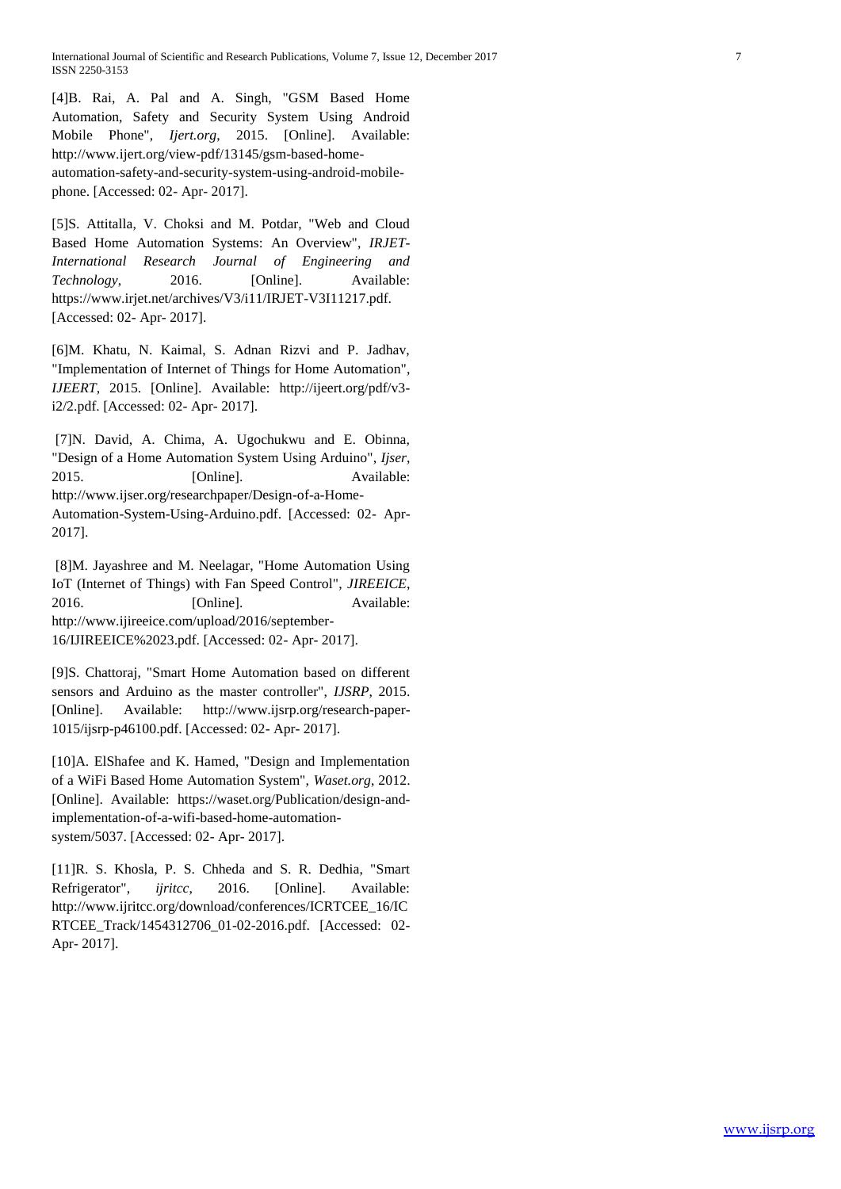[4]B. Rai, A. Pal and A. Singh, "GSM Based Home Automation, Safety and Security System Using Android Mobile Phone", *Ijert.org*, 2015. [Online]. Available: http://www.ijert.org/view-pdf/13145/gsm-based-home-automation-safety-and-security-system-using-android-mobile-phone. [Accessed: 02- Apr- 2017].

[5]S. Attitalla, V. Choksi and M. Potdar, "Web and Cloud Based Home Automation Systems: An Overview", *IRJET-International Research Journal of Engineering and Technology*, 2016. [Online]. Available: https://www.irjet.net/archives/V3/i11/IRJET-V3I11217.pdf. [Accessed: 02- Apr- 2017].

[6]M. Khatu, N. Kaimal, S. Adnan Rizvi and P. Jadhav, "Implementation of Internet of Things for Home Automation", *IJEERT*, 2015. [Online]. Available: http://ijeert.org/pdf/v3-i2/2.pdf. [Accessed: 02- Apr- 2017].

[7]N. David, A. Chima, A. Ugochukwu and E. Obinna, "Design of a Home Automation System Using Arduino", *Ijser*, 2015. [Online]. Available: http://www.ijser.org/researchpaper/Design-of-a-Home-Automation-System-Using-Arduino.pdf. [Accessed: 02- Apr- 2017].

[8]M. Jayashree and M. Neelagar, "Home Automation Using IoT (Internet of Things) with Fan Speed Control", *JIREEICE*, 2016. [Online]. Available: http://www.ijireeice.com/upload/2016/september-16/IJIREEICE%2023.pdf. [Accessed: 02- Apr- 2017].

[9]S. Chattoraj, "Smart Home Automation based on different sensors and Arduino as the master controller", *IJSRP*, 2015. [Online]. Available: http://www.ijsrp.org/research-paper-1015/ijsrp-p46100.pdf. [Accessed: 02- Apr- 2017].

[10]A. ElShafee and K. Hamed, "Design and Implementation of a WiFi Based Home Automation System", *Waset.org*, 2012. [Online]. Available: https://waset.org/Publication/design-and-implementation-of-a-wifi-based-home-automation-system/5037. [Accessed: 02- Apr- 2017].

[11]R. S. Khosla, P. S. Chheda and S. R. Dedhia, "Smart Refrigerator", *ijritcc*, 2016. [Online]. Available: http://www.ijritcc.org/download/conferences/ICRTCEE_16/ICRTCEE_Track/1454312706_01-02-2016.pdf. [Accessed: 02- Apr- 2017].